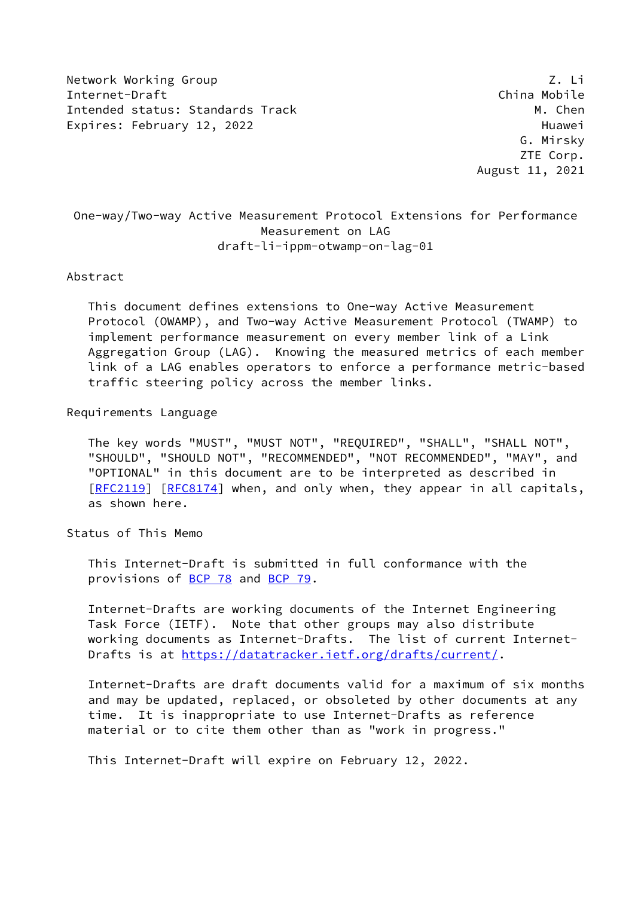Network Working Group Z. Li
Internet-Draft China Mobile
Intended status: Standards Track M. Chen
Expires: February 12, 2022 Huawei
G. Mirsky
ZTE Corp.
August 11, 2021

# One-way/Two-way Active Measurement Protocol Extensions for Performance Measurement on LAG
draft-li-ippm-otwamp-on-lag-01

## Abstract

This document defines extensions to One-way Active Measurement Protocol (OWAMP), and Two-way Active Measurement Protocol (TWAMP) to implement performance measurement on every member link of a Link Aggregation Group (LAG). Knowing the measured metrics of each member link of a LAG enables operators to enforce a performance metric-based traffic steering policy across the member links.

## Requirements Language

The key words "MUST", "MUST NOT", "REQUIRED", "SHALL", "SHALL NOT", "SHOULD", "SHOULD NOT", "RECOMMENDED", "NOT RECOMMENDED", "MAY", and "OPTIONAL" in this document are to be interpreted as described in [RFC2119] [RFC8174] when, and only when, they appear in all capitals, as shown here.

## Status of This Memo

This Internet-Draft is submitted in full conformance with the provisions of BCP 78 and BCP 79.

Internet-Drafts are working documents of the Internet Engineering Task Force (IETF). Note that other groups may also distribute working documents as Internet-Drafts. The list of current Internet-Drafts is at https://datatracker.ietf.org/drafts/current/.

Internet-Drafts are draft documents valid for a maximum of six months and may be updated, replaced, or obsoleted by other documents at any time. It is inappropriate to use Internet-Drafts as reference material or to cite them other than as "work in progress."

This Internet-Draft will expire on February 12, 2022.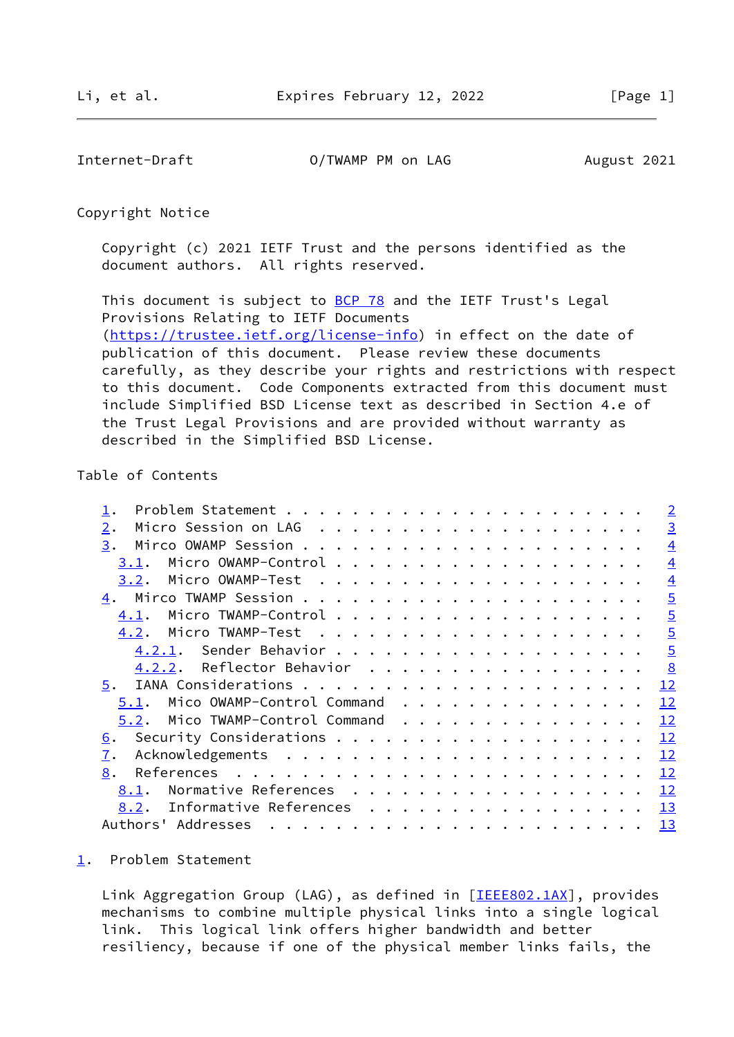Copyright Notice

Copyright (c) 2021 IETF Trust and the persons identified as the document authors. All rights reserved.

This document is subject to BCP 78 and the IETF Trust's Legal Provisions Relating to IETF Documents (https://trustee.ietf.org/license-info) in effect on the date of publication of this document. Please review these documents carefully, as they describe your rights and restrictions with respect to this document. Code Components extracted from this document must include Simplified BSD License text as described in Section 4.e of the Trust Legal Provisions and are provided without warranty as described in the Simplified BSD License.

Table of Contents

```
   1.  Problem Statement . . . . . . . . . . . . . . . . . . . . . .   2
   2.  Micro Session on LAG  . . . . . . . . . . . . . . . . . . . .   3
   3.  Mirco OWAMP Session . . . . . . . . . . . . . . . . . . . . .   4
     3.1.  Micro OWAMP-Control . . . . . . . . . . . . . . . . . . .   4
     3.2.  Micro OWAMP-Test  . . . . . . . . . . . . . . . . . . . .   4
   4.  Mirco TWAMP Session . . . . . . . . . . . . . . . . . . . . .   5
     4.1.  Micro TWAMP-Control . . . . . . . . . . . . . . . . . . .   5
     4.2.  Micro TWAMP-Test  . . . . . . . . . . . . . . . . . . . .   5
       4.2.1.  Sender Behavior . . . . . . . . . . . . . . . . . . .   5
       4.2.2.  Reflector Behavior  . . . . . . . . . . . . . . . . .   8
   5.  IANA Considerations . . . . . . . . . . . . . . . . . . . . .  12
     5.1.  Mico OWAMP-Control Command  . . . . . . . . . . . . . . .  12
     5.2.  Mico TWAMP-Control Command  . . . . . . . . . . . . . . .  12
   6.  Security Considerations . . . . . . . . . . . . . . . . . . .  12
   7.  Acknowledgements  . . . . . . . . . . . . . . . . . . . . . .  12
   8.  References  . . . . . . . . . . . . . . . . . . . . . . . . .  12
     8.1.  Normative References  . . . . . . . . . . . . . . . . . .  12
     8.2.  Informative References  . . . . . . . . . . . . . . . . .  13
   Authors' Addresses  . . . . . . . . . . . . . . . . . . . . . . .  13
```

## 1. Problem Statement

Link Aggregation Group (LAG), as defined in [IEEE802.1AX], provides mechanisms to combine multiple physical links into a single logical link. This logical link offers higher bandwidth and better resiliency, because if one of the physical member links fails, the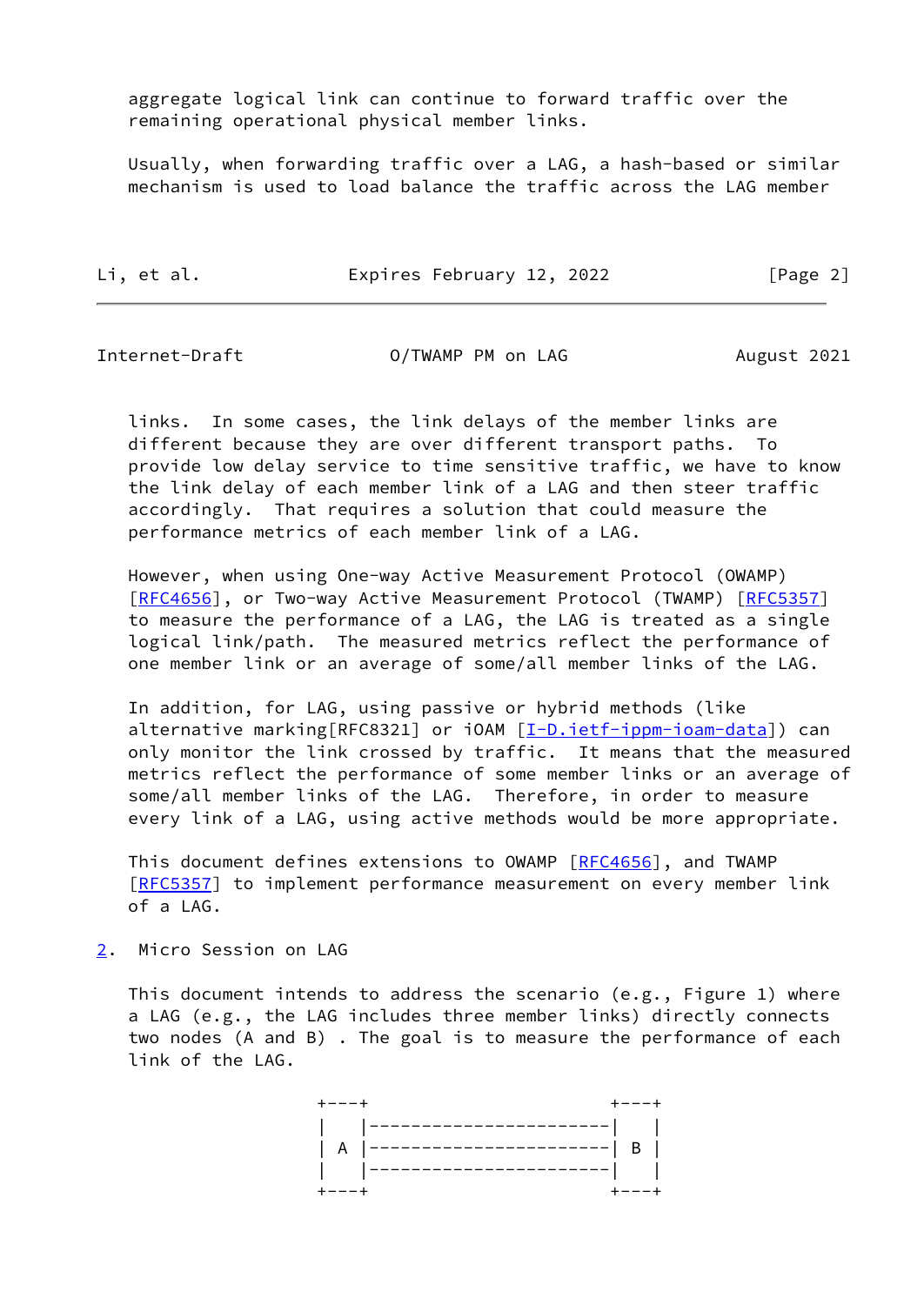aggregate logical link can continue to forward traffic over the remaining operational physical member links.

Usually, when forwarding traffic over a LAG, a hash-based or similar mechanism is used to load balance the traffic across the LAG member links. In some cases, the link delays of the member links are different because they are over different transport paths. To provide low delay service to time sensitive traffic, we have to know the link delay of each member link of a LAG and then steer traffic accordingly. That requires a solution that could measure the performance metrics of each member link of a LAG.

However, when using One-way Active Measurement Protocol (OWAMP) [RFC4656], or Two-way Active Measurement Protocol (TWAMP) [RFC5357] to measure the performance of a LAG, the LAG is treated as a single logical link/path. The measured metrics reflect the performance of one member link or an average of some/all member links of the LAG.

In addition, for LAG, using passive or hybrid methods (like alternative marking[RFC8321] or iOAM [I-D.ietf-ippm-ioam-data]) can only monitor the link crossed by traffic. It means that the measured metrics reflect the performance of some member links or an average of some/all member links of the LAG. Therefore, in order to measure every link of a LAG, using active methods would be more appropriate.

This document defines extensions to OWAMP [RFC4656], and TWAMP [RFC5357] to implement performance measurement on every member link of a LAG.

## 2. Micro Session on LAG

This document intends to address the scenario (e.g., Figure 1) where a LAG (e.g., the LAG includes three member links) directly connects two nodes (A and B) . The goal is to measure the performance of each link of the LAG.

```
+---+                       +---+
|   |-----------------------|   |
| A |-----------------------| B |
|   |-----------------------|   |
+---+                       +---+
```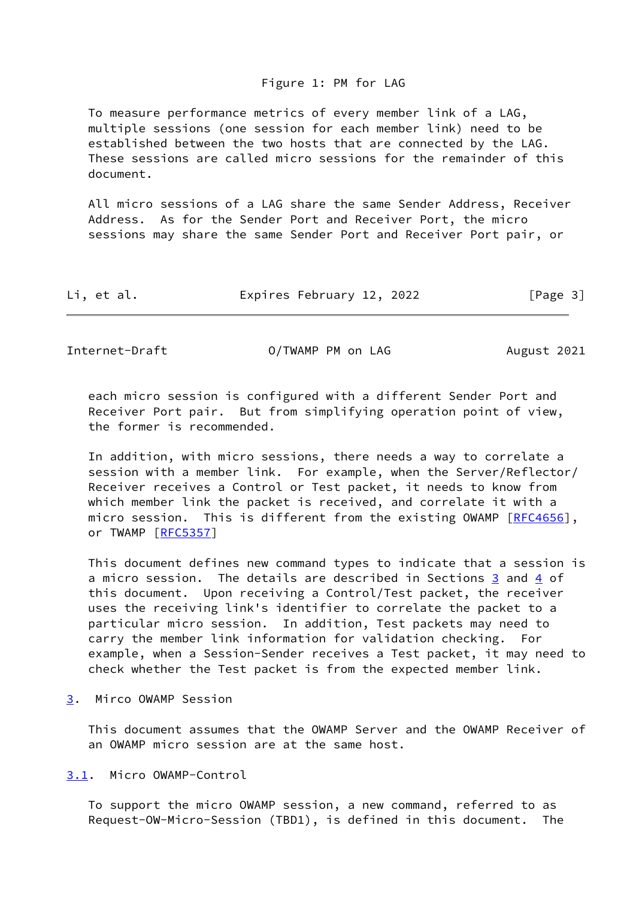Figure 1: PM for LAG

To measure performance metrics of every member link of a LAG, multiple sessions (one session for each member link) need to be established between the two hosts that are connected by the LAG. These sessions are called micro sessions for the remainder of this document.

All micro sessions of a LAG share the same Sender Address, Receiver Address. As for the Sender Port and Receiver Port, the micro sessions may share the same Sender Port and Receiver Port pair, or each micro session is configured with a different Sender Port and Receiver Port pair. But from simplifying operation point of view, the former is recommended.

In addition, with micro sessions, there needs a way to correlate a session with a member link. For example, when the Server/Reflector/Receiver receives a Control or Test packet, it needs to know from which member link the packet is received, and correlate it with a micro session. This is different from the existing OWAMP [RFC4656], or TWAMP [RFC5357]

This document defines new command types to indicate that a session is a micro session. The details are described in Sections 3 and 4 of this document. Upon receiving a Control/Test packet, the receiver uses the receiving link's identifier to correlate the packet to a particular micro session. In addition, Test packets may need to carry the member link information for validation checking. For example, when a Session-Sender receives a Test packet, it may need to check whether the Test packet is from the expected member link.

## 3. Mirco OWAMP Session

This document assumes that the OWAMP Server and the OWAMP Receiver of an OWAMP micro session are at the same host.

### 3.1. Micro OWAMP-Control

To support the micro OWAMP session, a new command, referred to as Request-OW-Micro-Session (TBD1), is defined in this document. The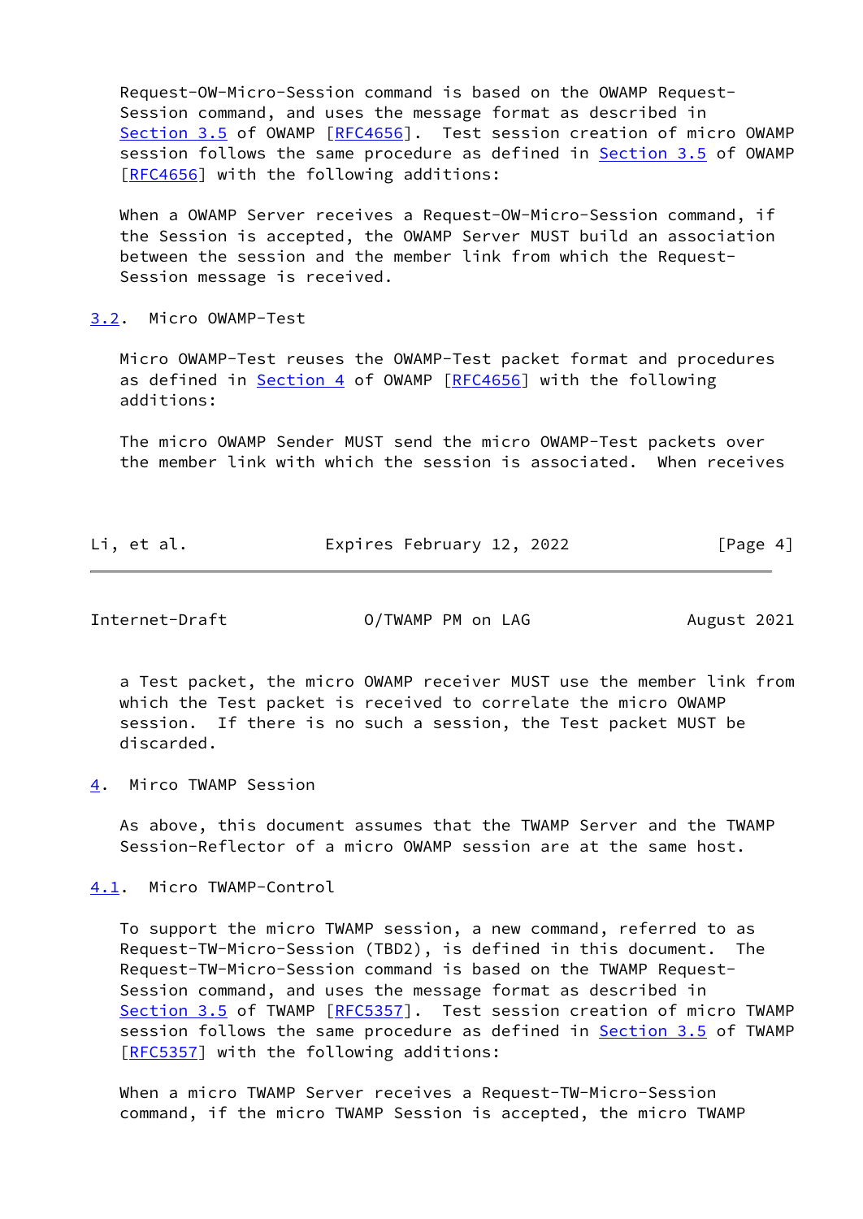Request-OW-Micro-Session command is based on the OWAMP Request-Session command, and uses the message format as described in Section 3.5 of OWAMP [RFC4656]. Test session creation of micro OWAMP session follows the same procedure as defined in Section 3.5 of OWAMP [RFC4656] with the following additions:

When a OWAMP Server receives a Request-OW-Micro-Session command, if the Session is accepted, the OWAMP Server MUST build an association between the session and the member link from which the Request-Session message is received.

### 3.2. Micro OWAMP-Test

Micro OWAMP-Test reuses the OWAMP-Test packet format and procedures as defined in Section 4 of OWAMP [RFC4656] with the following additions:

The micro OWAMP Sender MUST send the micro OWAMP-Test packets over the member link with which the session is associated. When receives a Test packet, the micro OWAMP receiver MUST use the member link from which the Test packet is received to correlate the micro OWAMP session. If there is no such a session, the Test packet MUST be discarded.

## 4. Mirco TWAMP Session

As above, this document assumes that the TWAMP Server and the TWAMP Session-Reflector of a micro OWAMP session are at the same host.

### 4.1. Micro TWAMP-Control

To support the micro TWAMP session, a new command, referred to as Request-TW-Micro-Session (TBD2), is defined in this document. The Request-TW-Micro-Session command is based on the TWAMP Request-Session command, and uses the message format as described in Section 3.5 of TWAMP [RFC5357]. Test session creation of micro TWAMP session follows the same procedure as defined in Section 3.5 of TWAMP [RFC5357] with the following additions:

When a micro TWAMP Server receives a Request-TW-Micro-Session command, if the micro TWAMP Session is accepted, the micro TWAMP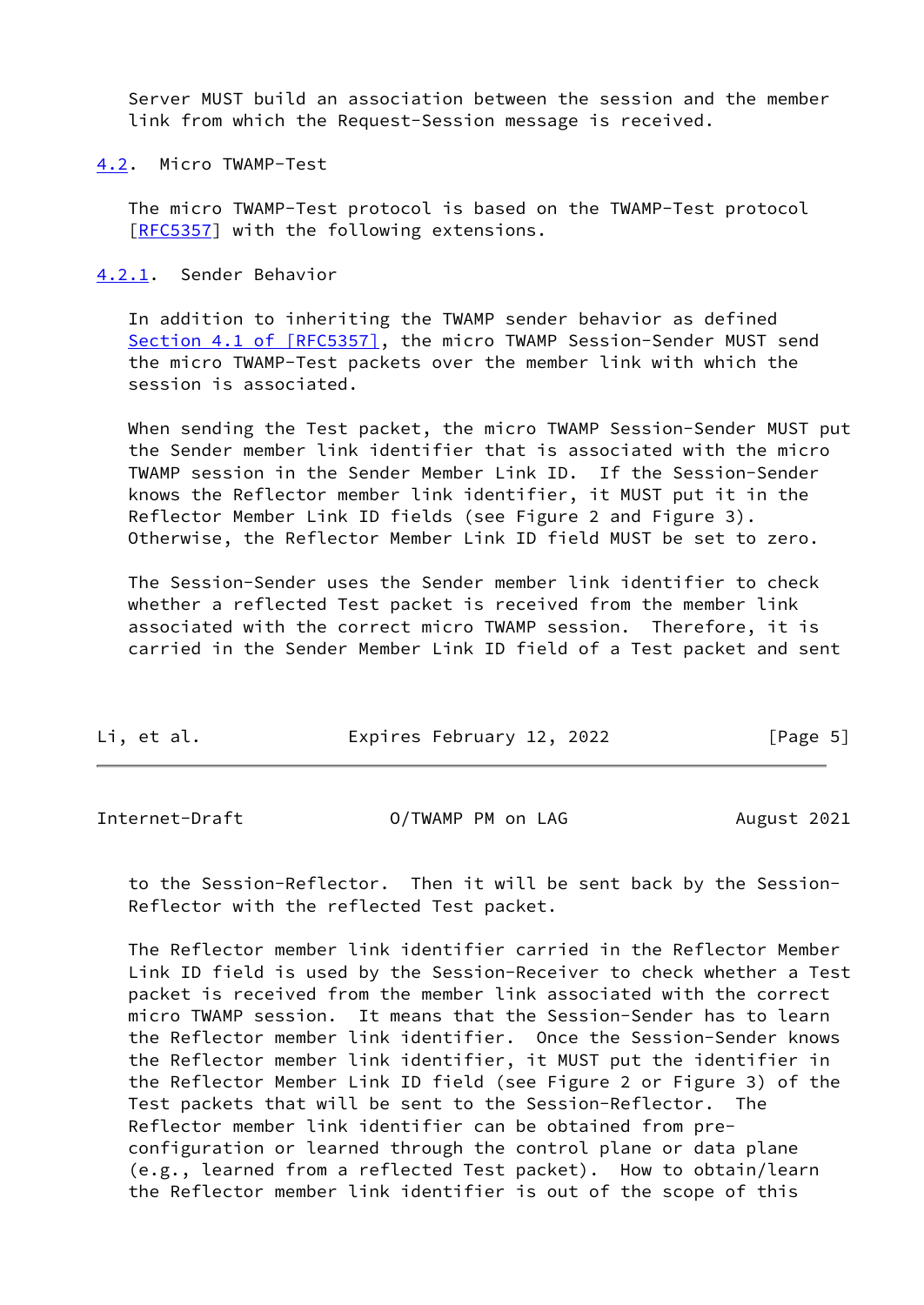Server MUST build an association between the session and the member link from which the Request-Session message is received.

### 4.2. Micro TWAMP-Test

The micro TWAMP-Test protocol is based on the TWAMP-Test protocol [RFC5357] with the following extensions.

#### 4.2.1. Sender Behavior

In addition to inheriting the TWAMP sender behavior as defined Section 4.1 of [RFC5357], the micro TWAMP Session-Sender MUST send the micro TWAMP-Test packets over the member link with which the session is associated.

When sending the Test packet, the micro TWAMP Session-Sender MUST put the Sender member link identifier that is associated with the micro TWAMP session in the Sender Member Link ID. If the Session-Sender knows the Reflector member link identifier, it MUST put it in the Reflector Member Link ID fields (see Figure 2 and Figure 3). Otherwise, the Reflector Member Link ID field MUST be set to zero.

The Session-Sender uses the Sender member link identifier to check whether a reflected Test packet is received from the member link associated with the correct micro TWAMP session. Therefore, it is carried in the Sender Member Link ID field of a Test packet and sent to the Session-Reflector. Then it will be sent back by the Session-Reflector with the reflected Test packet.

The Reflector member link identifier carried in the Reflector Member Link ID field is used by the Session-Receiver to check whether a Test packet is received from the member link associated with the correct micro TWAMP session. It means that the Session-Sender has to learn the Reflector member link identifier. Once the Session-Sender knows the Reflector member link identifier, it MUST put the identifier in the Reflector Member Link ID field (see Figure 2 or Figure 3) of the Test packets that will be sent to the Session-Reflector. The Reflector member link identifier can be obtained from pre-configuration or learned through the control plane or data plane (e.g., learned from a reflected Test packet). How to obtain/learn the Reflector member link identifier is out of the scope of this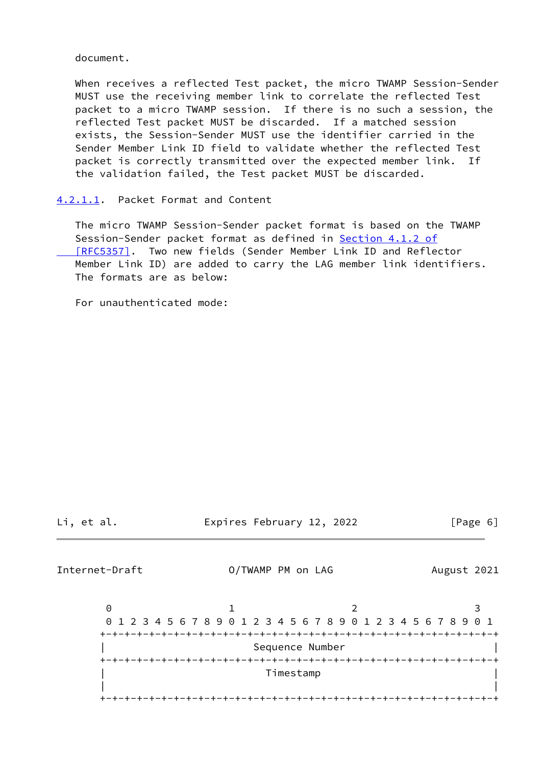document.

When receives a reflected Test packet, the micro TWAMP Session-Sender MUST use the receiving member link to correlate the reflected Test packet to a micro TWAMP session. If there is no such a session, the reflected Test packet MUST be discarded. If a matched session exists, the Session-Sender MUST use the identifier carried in the Sender Member Link ID field to validate whether the reflected Test packet is correctly transmitted over the expected member link. If the validation failed, the Test packet MUST be discarded.

#### 4.2.1.1. Packet Format and Content

The micro TWAMP Session-Sender packet format is based on the TWAMP Session-Sender packet format as defined in Section 4.1.2 of [RFC5357]. Two new fields (Sender Member Link ID and Reflector Member Link ID) are added to carry the LAG member link identifiers. The formats are as below:

For unauthenticated mode:

```
     0                   1                   2                   3
     0 1 2 3 4 5 6 7 8 9 0 1 2 3 4 5 6 7 8 9 0 1 2 3 4 5 6 7 8 9 0 1
    +-+-+-+-+-+-+-+-+-+-+-+-+-+-+-+-+-+-+-+-+-+-+-+-+-+-+-+-+-+-+-+-+
    |                        Sequence Number                        |
    +-+-+-+-+-+-+-+-+-+-+-+-+-+-+-+-+-+-+-+-+-+-+-+-+-+-+-+-+-+-+-+-+
    |                          Timestamp                            |
    |                                                               |
    +-+-+-+-+-+-+-+-+-+-+-+-+-+-+-+-+-+-+-+-+-+-+-+-+-+-+-+-+-+-+-+-+
```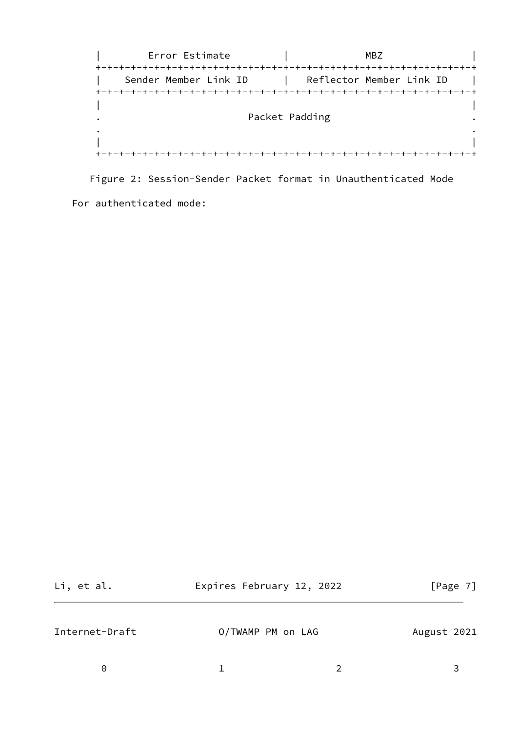```
   |        Error Estimate         |             MBZ               |
   +-+-+-+-+-+-+-+-+-+-+-+-+-+-+-+-+-+-+-+-+-+-+-+-+-+-+-+-+-+-+-+-+
   |    Sender Member Link ID      |   Reflector Member Link ID    |
   +-+-+-+-+-+-+-+-+-+-+-+-+-+-+-+-+-+-+-+-+-+-+-+-+-+-+-+-+-+-+-+-+
   |                                                               |
   .                        Packet Padding                         .
   .                                                               .
   |                                                               |
   +-+-+-+-+-+-+-+-+-+-+-+-+-+-+-+-+-+-+-+-+-+-+-+-+-+-+-+-+-+-+-+-+
```

Figure 2: Session-Sender Packet format in Unauthenticated Mode

For authenticated mode:

```
        0                   1                   2                   3
```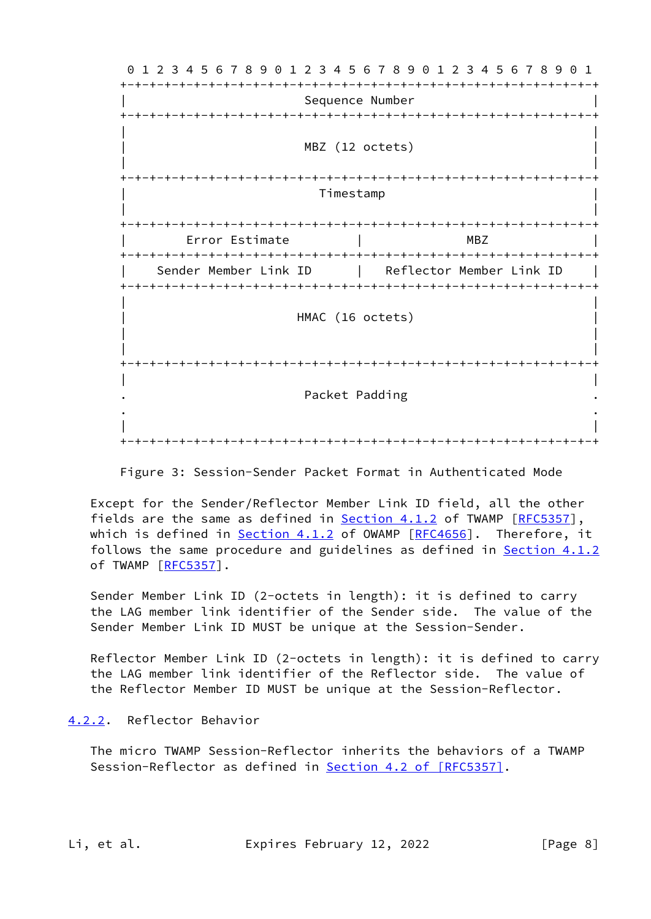```
 0                   1                   2                   3
 0 1 2 3 4 5 6 7 8 9 0 1 2 3 4 5 6 7 8 9 0 1 2 3 4 5 6 7 8 9 0 1
+-+-+-+-+-+-+-+-+-+-+-+-+-+-+-+-+-+-+-+-+-+-+-+-+-+-+-+-+-+-+-+-+
|                        Sequence Number                        |
+-+-+-+-+-+-+-+-+-+-+-+-+-+-+-+-+-+-+-+-+-+-+-+-+-+-+-+-+-+-+-+-+
|                                                               |
|                        MBZ (12 octets)                        |
|                                                               |
+-+-+-+-+-+-+-+-+-+-+-+-+-+-+-+-+-+-+-+-+-+-+-+-+-+-+-+-+-+-+-+-+
|                          Timestamp                            |
|                                                               |
+-+-+-+-+-+-+-+-+-+-+-+-+-+-+-+-+-+-+-+-+-+-+-+-+-+-+-+-+-+-+-+-+
|        Error Estimate         |             MBZ               |
+-+-+-+-+-+-+-+-+-+-+-+-+-+-+-+-+-+-+-+-+-+-+-+-+-+-+-+-+-+-+-+-+
|    Sender Member Link ID      |   Reflector Member Link ID    |
+-+-+-+-+-+-+-+-+-+-+-+-+-+-+-+-+-+-+-+-+-+-+-+-+-+-+-+-+-+-+-+-+
|                                                               |
|                       HMAC (16 octets)                        |
|                                                               |
|                                                               |
+-+-+-+-+-+-+-+-+-+-+-+-+-+-+-+-+-+-+-+-+-+-+-+-+-+-+-+-+-+-+-+-+
|                                                               |
.                        Packet Padding                         .
.                                                               .
|                                                               |
+-+-+-+-+-+-+-+-+-+-+-+-+-+-+-+-+-+-+-+-+-+-+-+-+-+-+-+-+-+-+-+-+
```

Figure 3: Session-Sender Packet Format in Authenticated Mode

Except for the Sender/Reflector Member Link ID field, all the other fields are the same as defined in Section 4.1.2 of TWAMP [RFC5357], which is defined in Section 4.1.2 of OWAMP [RFC4656]. Therefore, it follows the same procedure and guidelines as defined in Section 4.1.2 of TWAMP [RFC5357].

Sender Member Link ID (2-octets in length): it is defined to carry the LAG member link identifier of the Sender side. The value of the Sender Member Link ID MUST be unique at the Session-Sender.

Reflector Member Link ID (2-octets in length): it is defined to carry the LAG member link identifier of the Reflector side. The value of the Reflector Member ID MUST be unique at the Session-Reflector.

### 4.2.2. Reflector Behavior

The micro TWAMP Session-Reflector inherits the behaviors of a TWAMP Session-Reflector as defined in Section 4.2 of [RFC5357].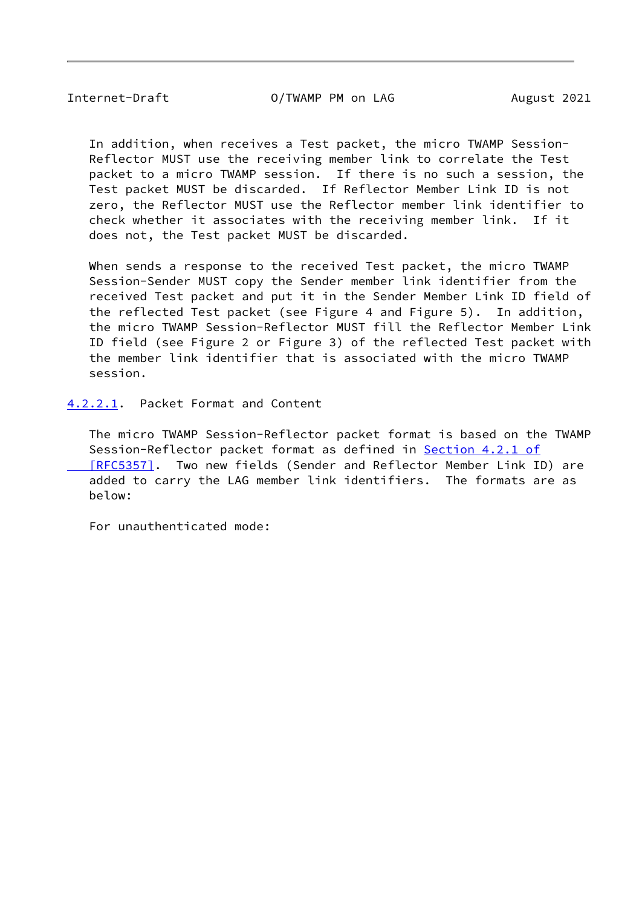In addition, when receives a Test packet, the micro TWAMP Session-Reflector MUST use the receiving member link to correlate the Test packet to a micro TWAMP session. If there is no such a session, the Test packet MUST be discarded. If Reflector Member Link ID is not zero, the Reflector MUST use the Reflector member link identifier to check whether it associates with the receiving member link. If it does not, the Test packet MUST be discarded.

When sends a response to the received Test packet, the micro TWAMP Session-Sender MUST copy the Sender member link identifier from the received Test packet and put it in the Sender Member Link ID field of the reflected Test packet (see Figure 4 and Figure 5). In addition, the micro TWAMP Session-Reflector MUST fill the Reflector Member Link ID field (see Figure 2 or Figure 3) of the reflected Test packet with the member link identifier that is associated with the micro TWAMP session.

#### 4.2.2.1. Packet Format and Content

The micro TWAMP Session-Reflector packet format is based on the TWAMP Session-Reflector packet format as defined in Section 4.2.1 of [RFC5357]. Two new fields (Sender and Reflector Member Link ID) are added to carry the LAG member link identifiers. The formats are as below:

For unauthenticated mode: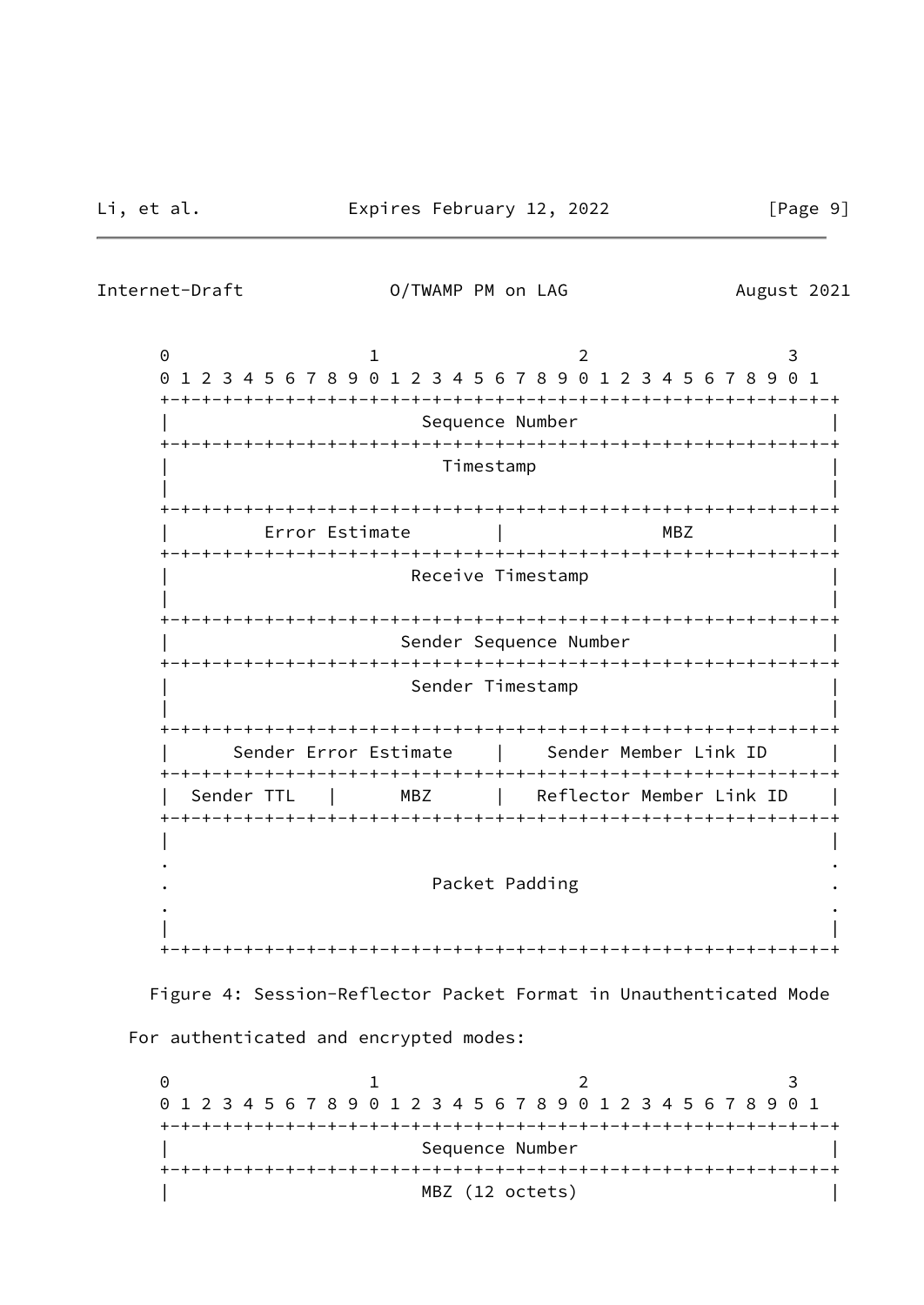```
     0                   1                   2                   3
     0 1 2 3 4 5 6 7 8 9 0 1 2 3 4 5 6 7 8 9 0 1 2 3 4 5 6 7 8 9 0 1
     +-+-+-+-+-+-+-+-+-+-+-+-+-+-+-+-+-+-+-+-+-+-+-+-+-+-+-+-+-+-+-+-+
     |                        Sequence Number                        |
     +-+-+-+-+-+-+-+-+-+-+-+-+-+-+-+-+-+-+-+-+-+-+-+-+-+-+-+-+-+-+-+-+
     |                          Timestamp                            |
     |                                                               |
     +-+-+-+-+-+-+-+-+-+-+-+-+-+-+-+-+-+-+-+-+-+-+-+-+-+-+-+-+-+-+-+-+
     |         Error Estimate        |           MBZ                 |
     +-+-+-+-+-+-+-+-+-+-+-+-+-+-+-+-+-+-+-+-+-+-+-+-+-+-+-+-+-+-+-+-+
     |                          Receive Timestamp                    |
     |                                                               |
     +-+-+-+-+-+-+-+-+-+-+-+-+-+-+-+-+-+-+-+-+-+-+-+-+-+-+-+-+-+-+-+-+
     |                        Sender Sequence Number                 |
     +-+-+-+-+-+-+-+-+-+-+-+-+-+-+-+-+-+-+-+-+-+-+-+-+-+-+-+-+-+-+-+-+
     |                          Sender Timestamp                     |
     |                                                               |
     +-+-+-+-+-+-+-+-+-+-+-+-+-+-+-+-+-+-+-+-+-+-+-+-+-+-+-+-+-+-+-+-+
     |      Sender Error Estimate    |    Sender Member Link ID      |
     +-+-+-+-+-+-+-+-+-+-+-+-+-+-+-+-+-+-+-+-+-+-+-+-+-+-+-+-+-+-+-+-+
     |  Sender TTL   |      MBZ      |   Reflector Member Link ID    |
     +-+-+-+-+-+-+-+-+-+-+-+-+-+-+-+-+-+-+-+-+-+-+-+-+-+-+-+-+-+-+-+-+
     |                                                               |
     .                                                               .
     .                         Packet Padding                        .
     .                                                               .
     |                                                               |
     +-+-+-+-+-+-+-+-+-+-+-+-+-+-+-+-+-+-+-+-+-+-+-+-+-+-+-+-+-+-+-+-+
```

Figure 4: Session-Reflector Packet Format in Unauthenticated Mode

For authenticated and encrypted modes:

```
     0                   1                   2                   3
     0 1 2 3 4 5 6 7 8 9 0 1 2 3 4 5 6 7 8 9 0 1 2 3 4 5 6 7 8 9 0 1
     +-+-+-+-+-+-+-+-+-+-+-+-+-+-+-+-+-+-+-+-+-+-+-+-+-+-+-+-+-+-+-+-+
     |                        Sequence Number                        |
     +-+-+-+-+-+-+-+-+-+-+-+-+-+-+-+-+-+-+-+-+-+-+-+-+-+-+-+-+-+-+-+-+
     |                        MBZ (12 octets)                        |
```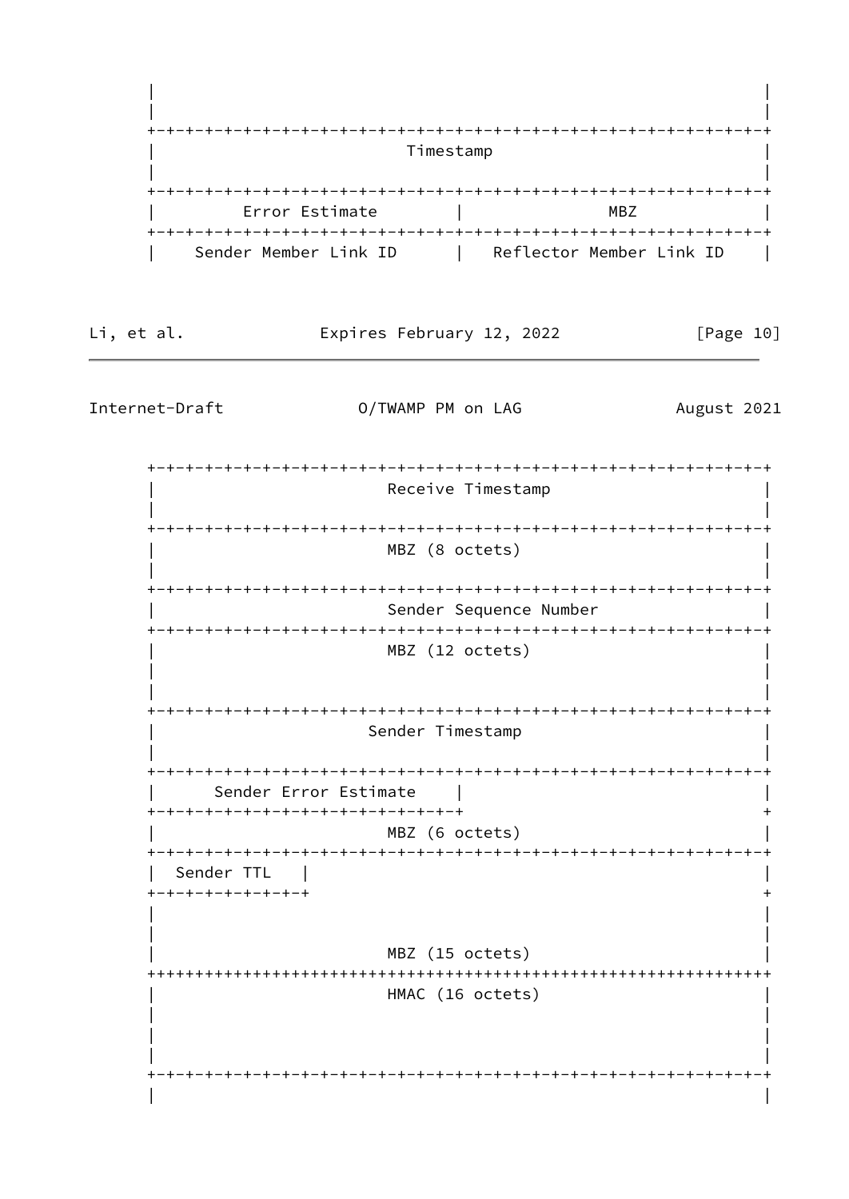```
    |                                                               |
    |                                                               |
    +-+-+-+-+-+-+-+-+-+-+-+-+-+-+-+-+-+-+-+-+-+-+-+-+-+-+-+-+-+-+-+-+
    |                          Timestamp                            |
    |                                                               |
    +-+-+-+-+-+-+-+-+-+-+-+-+-+-+-+-+-+-+-+-+-+-+-+-+-+-+-+-+-+-+-+-+
    |         Error Estimate        |             MBZ               |
    +-+-+-+-+-+-+-+-+-+-+-+-+-+-+-+-+-+-+-+-+-+-+-+-+-+-+-+-+-+-+-+-+
    |    Sender Member Link ID      |   Reflector Member Link ID    |
```

```
    +-+-+-+-+-+-+-+-+-+-+-+-+-+-+-+-+-+-+-+-+-+-+-+-+-+-+-+-+-+-+-+-+
    |                        Receive Timestamp                      |
    |                                                               |
    +-+-+-+-+-+-+-+-+-+-+-+-+-+-+-+-+-+-+-+-+-+-+-+-+-+-+-+-+-+-+-+-+
    |                        MBZ (8 octets)                         |
    |                                                               |
    +-+-+-+-+-+-+-+-+-+-+-+-+-+-+-+-+-+-+-+-+-+-+-+-+-+-+-+-+-+-+-+-+
    |                        Sender Sequence Number                 |
    +-+-+-+-+-+-+-+-+-+-+-+-+-+-+-+-+-+-+-+-+-+-+-+-+-+-+-+-+-+-+-+-+
    |                        MBZ (12 octets)                        |
    |                                                               |
    |                                                               |
    +-+-+-+-+-+-+-+-+-+-+-+-+-+-+-+-+-+-+-+-+-+-+-+-+-+-+-+-+-+-+-+-+
    |                      Sender Timestamp                         |
    |                                                               |
    +-+-+-+-+-+-+-+-+-+-+-+-+-+-+-+-+-+-+-+-+-+-+-+-+-+-+-+-+-+-+-+-+
    |      Sender Error Estimate    |                               |
    +-+-+-+-+-+-+-+-+-+-+-+-+-+-+-+-+                               +
    |                        MBZ (6 octets)                         |
    +-+-+-+-+-+-+-+-+-+-+-+-+-+-+-+-+-+-+-+-+-+-+-+-+-+-+-+-+-+-+-+-+
    |  Sender TTL   |                                               |
    +-+-+-+-+-+-+-+-+                                               +
    |                                                               |
    |                                                               |
    |                        MBZ (15 octets)                        |
    +++++++++++++++++++++++++++++++++++++++++++++++++++++++++++++++++
    |                        HMAC (16 octets)                       |
    |                                                               |
    |                                                               |
    |                                                               |
    +-+-+-+-+-+-+-+-+-+-+-+-+-+-+-+-+-+-+-+-+-+-+-+-+-+-+-+-+-+-+-+-+
    |                                                               |
```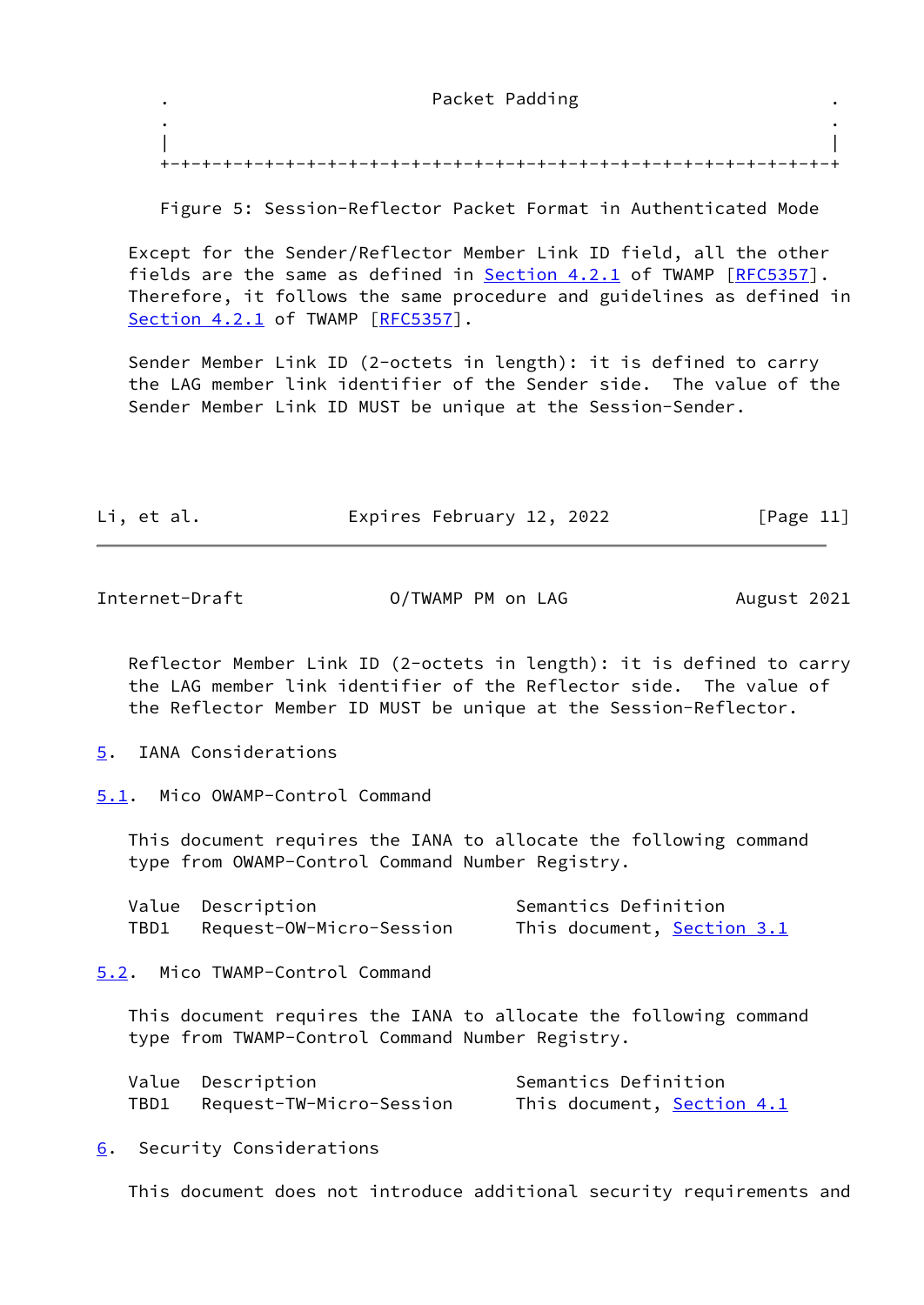```
.                         Packet Padding                        .
.                                                               .
|                                                               |
+-+-+-+-+-+-+-+-+-+-+-+-+-+-+-+-+-+-+-+-+-+-+-+-+-+-+-+-+-+-+-+-+
```

Figure 5: Session-Reflector Packet Format in Authenticated Mode

Except for the Sender/Reflector Member Link ID field, all the other fields are the same as defined in Section 4.2.1 of TWAMP [RFC5357]. Therefore, it follows the same procedure and guidelines as defined in Section 4.2.1 of TWAMP [RFC5357].

Sender Member Link ID (2-octets in length): it is defined to carry the LAG member link identifier of the Sender side. The value of the Sender Member Link ID MUST be unique at the Session-Sender.

Reflector Member Link ID (2-octets in length): it is defined to carry the LAG member link identifier of the Reflector side. The value of the Reflector Member ID MUST be unique at the Session-Reflector.

## 5. IANA Considerations

### 5.1. Mico OWAMP-Control Command

This document requires the IANA to allocate the following command type from OWAMP-Control Command Number Registry.

| Value | Description | Semantics Definition |
|---|---|---|
| TBD1 | Request-OW-Micro-Session | This document, Section 3.1 |

### 5.2. Mico TWAMP-Control Command

This document requires the IANA to allocate the following command type from TWAMP-Control Command Number Registry.

| Value | Description | Semantics Definition |
|---|---|---|
| TBD1 | Request-TW-Micro-Session | This document, Section 4.1 |

## 6. Security Considerations

This document does not introduce additional security requirements and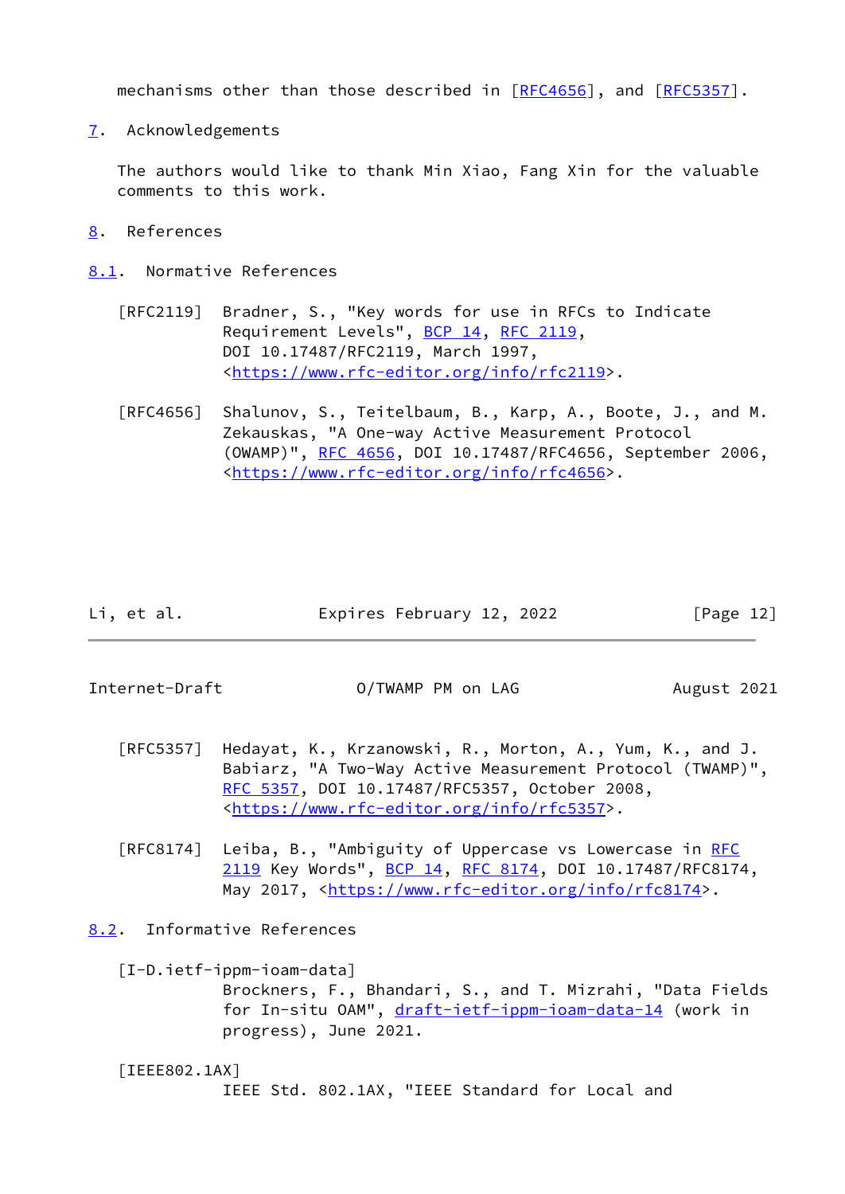mechanisms other than those described in [RFC4656], and [RFC5357].

## 7. Acknowledgements

The authors would like to thank Min Xiao, Fang Xin for the valuable comments to this work.

## 8. References

### 8.1. Normative References

[RFC2119] Bradner, S., "Key words for use in RFCs to Indicate Requirement Levels", BCP 14, RFC 2119, DOI 10.17487/RFC2119, March 1997, <https://www.rfc-editor.org/info/rfc2119>.

[RFC4656] Shalunov, S., Teitelbaum, B., Karp, A., Boote, J., and M. Zekauskas, "A One-way Active Measurement Protocol (OWAMP)", RFC 4656, DOI 10.17487/RFC4656, September 2006, <https://www.rfc-editor.org/info/rfc4656>.

[RFC5357] Hedayat, K., Krzanowski, R., Morton, A., Yum, K., and J. Babiarz, "A Two-Way Active Measurement Protocol (TWAMP)", RFC 5357, DOI 10.17487/RFC5357, October 2008, <https://www.rfc-editor.org/info/rfc5357>.

[RFC8174] Leiba, B., "Ambiguity of Uppercase vs Lowercase in RFC 2119 Key Words", BCP 14, RFC 8174, DOI 10.17487/RFC8174, May 2017, <https://www.rfc-editor.org/info/rfc8174>.

### 8.2. Informative References

[I-D.ietf-ippm-ioam-data]
Brockners, F., Bhandari, S., and T. Mizrahi, "Data Fields for In-situ OAM", draft-ietf-ippm-ioam-data-14 (work in progress), June 2021.

[IEEE802.1AX]
IEEE Std. 802.1AX, "IEEE Standard for Local and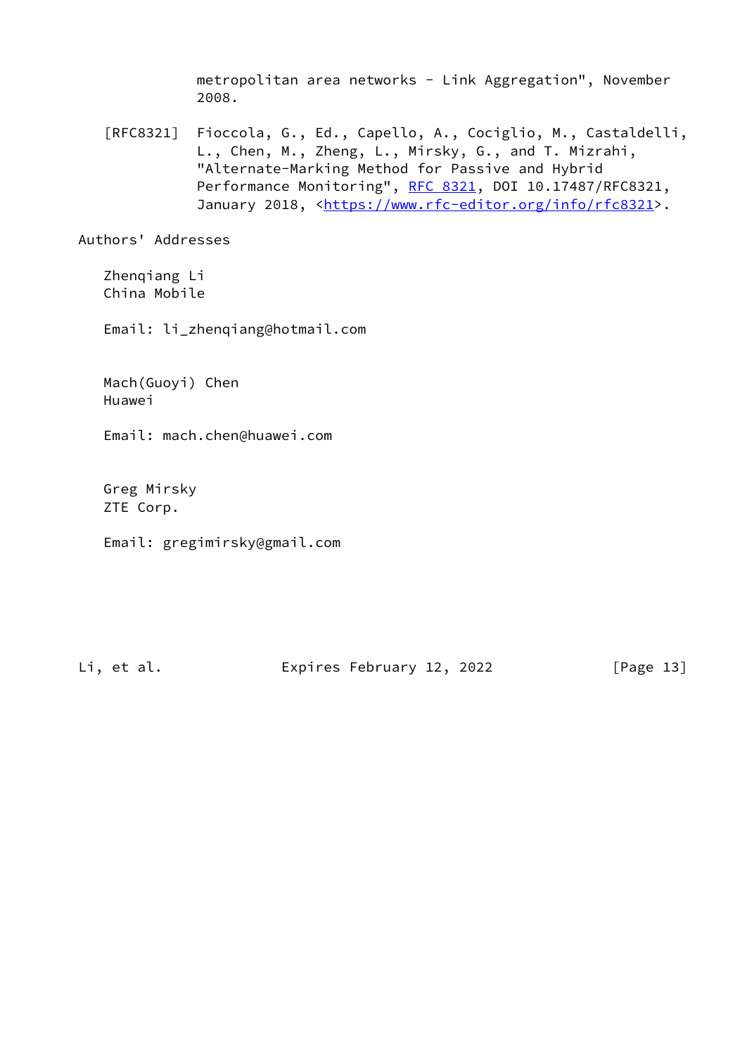metropolitan area networks - Link Aggregation", November 2008.

[RFC8321] Fioccola, G., Ed., Capello, A., Cociglio, M., Castaldelli, L., Chen, M., Zheng, L., Mirsky, G., and T. Mizrahi, "Alternate-Marking Method for Passive and Hybrid Performance Monitoring", RFC 8321, DOI 10.17487/RFC8321, January 2018, <https://www.rfc-editor.org/info/rfc8321>.

## Authors' Addresses

Zhenqiang Li
China Mobile

Email: li_zhenqiang@hotmail.com

Mach(Guoyi) Chen
Huawei

Email: mach.chen@huawei.com

Greg Mirsky
ZTE Corp.

Email: gregimirsky@gmail.com